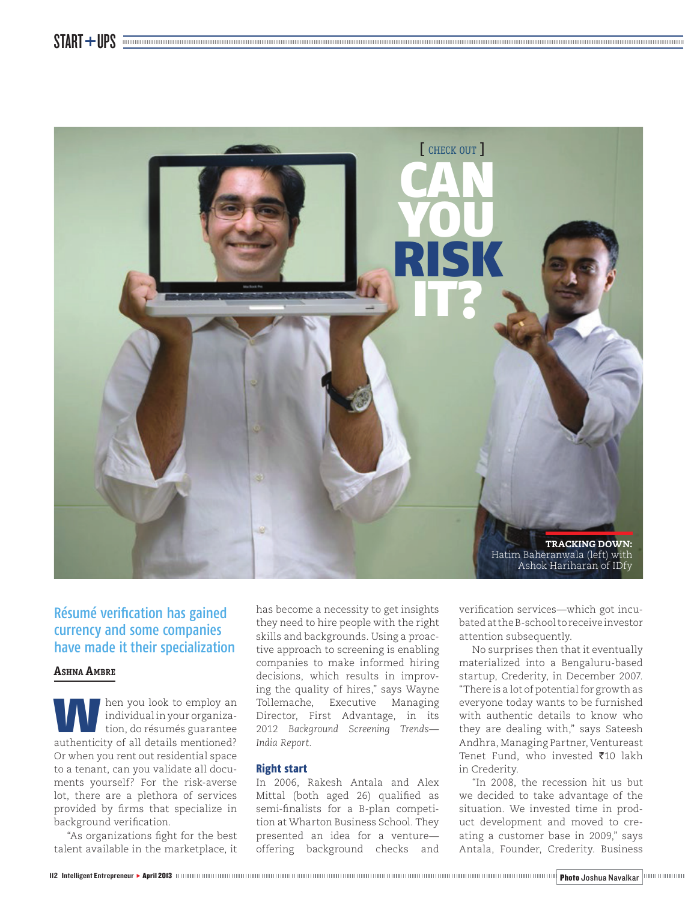[ CHECK OUT ]

# CAN YOU RISK IT?

**TRACKING DOWN:** Hatim Baheranwala (left) with Ashok Hariharan of IDfy

## Résumé verification has gained currency and some companies have made it their specialization

**Ashna Ambre**

When you look to employ an individual in your organization, do résumés guarantee authenticity of all details mentioned? Or when you rent out residential space to a tenant, can you validate all documents yourself? For the risk-averse lot, there are a plethora of services provided by firms that specialize in background verification.

"As organizations fight for the best talent available in the marketplace, it has become a necessity to get insights they need to hire people with the right skills and backgrounds. Using a proactive approach to screening is enabling companies to make informed hiring decisions, which results in improving the quality of hires," says Wayne Tollemache, Executive Managing Director, First Advantage, in its 2012 *Background Screening Trends—India Report*.

### Right start

In 2006, Rakesh Antala and Alex Mittal (both aged 26) qualified as semi-finalists for a B-plan competition at Wharton Business School. They presented an idea for a venture—offering background checks and verification services—which got incubated at the B-school to receive investor attention subsequently.

No surprises then that it eventually materialized into a Bengaluru-based startup, Crederity, in December 2007. "There is a lot of potential for growth as everyone today wants to be furnished with authentic details to know who they are dealing with," says Sateesh Andhra, Managing Partner, Ventureast Tenet Fund, who invested ₹10 lakh in Crederity.

"In 2008, the recession hit us but we decided to take advantage of the situation. We invested time in product development and moved to creating a customer base in 2009," says Antala, Founder, Crederity. Business

Photo Joshua Navalkar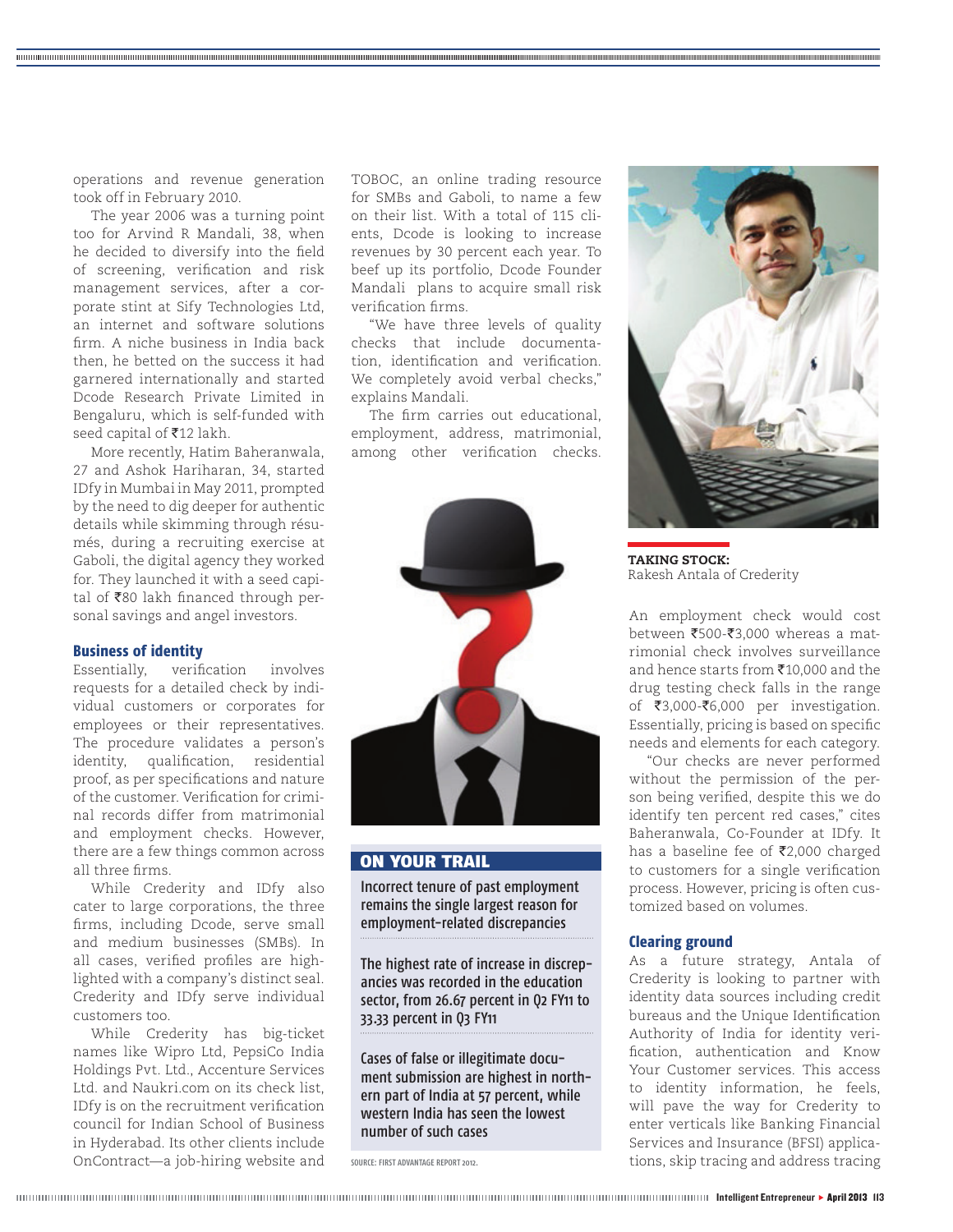operations and revenue generation took off in February 2010.

The year 2006 was a turning point too for Arvind R Mandali, 38, when he decided to diversify into the field of screening, verification and risk management services, after a corporate stint at Sify Technologies Ltd, an internet and software solutions firm. A niche business in India back then, he betted on the success it had garnered internationally and started Dcode Research Private Limited in Bengaluru, which is self-funded with seed capital of ₹12 lakh.

More recently, Hatim Baheranwala, 27 and Ashok Hariharan, 34, started IDfy in Mumbai in May 2011, prompted by the need to dig deeper for authentic details while skimming through résumés, during a recruiting exercise at Gaboli, the digital agency they worked for. They launched it with a seed capital of ₹80 lakh financed through personal savings and angel investors.

## Business of identity

Essentially, verification involves requests for a detailed check by individual customers or corporates for employees or their representatives. The procedure validates a person's identity, qualification, residential proof, as per specifications and nature of the customer. Verification for criminal records differ from matrimonial and employment checks. However, there are a few things common across all three firms.

While Crederity and IDfy also cater to large corporations, the three firms, including Dcode, serve small and medium businesses (SMBs). In all cases, verified profiles are highlighted with a company's distinct seal. Crederity and IDfy serve individual customers too.

While Crederity has big-ticket names like Wipro Ltd, PepsiCo India Holdings Pvt. Ltd., Accenture Services Ltd. and Naukri.com on its check list, IDfy is on the recruitment verification council for Indian School of Business in Hyderabad. Its other clients include OnContract—a job-hiring website and TOBOC, an online trading resource for SMBs and Gaboli, to name a few on their list. With a total of 115 clients, Dcode is looking to increase revenues by 30 percent each year. To beef up its portfolio, Dcode Founder Mandali plans to acquire small risk verification firms.

"We have three levels of quality checks that include documentation, identification and verification. We completely avoid verbal checks," explains Mandali.

The firm carries out educational, employment, address, matrimonial, among other verification checks.

### ON YOUR TRAIL

Incorrect tenure of past employment remains the single largest reason for employment-related discrepancies

The highest rate of increase in discrepancies was recorded in the education sector, from 26.67 percent in Q2 FY11 to 33.33 percent in Q3 FY11

Cases of false or illegitimate document submission are highest in northern part of India at 57 percent, while western India has seen the lowest number of such cases

SOURCE: FIRST ADVANTAGE REPORT 2012.

**TAKING STOCK:** Rakesh Antala of Crederity

An employment check would cost between ₹500-₹3,000 whereas a matrimonial check involves surveillance and hence starts from ₹10,000 and the drug testing check falls in the range of ₹3,000-₹6,000 per investigation. Essentially, pricing is based on specific needs and elements for each category.

"Our checks are never performed without the permission of the person being verified, despite this we do identify ten percent red cases," cites Baheranwala, Co-Founder at IDfy. It has a baseline fee of ₹2,000 charged to customers for a single verification process. However, pricing is often customized based on volumes.

## Clearing ground

As a future strategy, Antala of Crederity is looking to partner with identity data sources including credit bureaus and the Unique Identification Authority of India for identity verification, authentication and Know Your Customer services. This access to identity information, he feels, will pave the way for Crederity to enter verticals like Banking Financial Services and Insurance (BFSI) applications, skip tracing and address tracing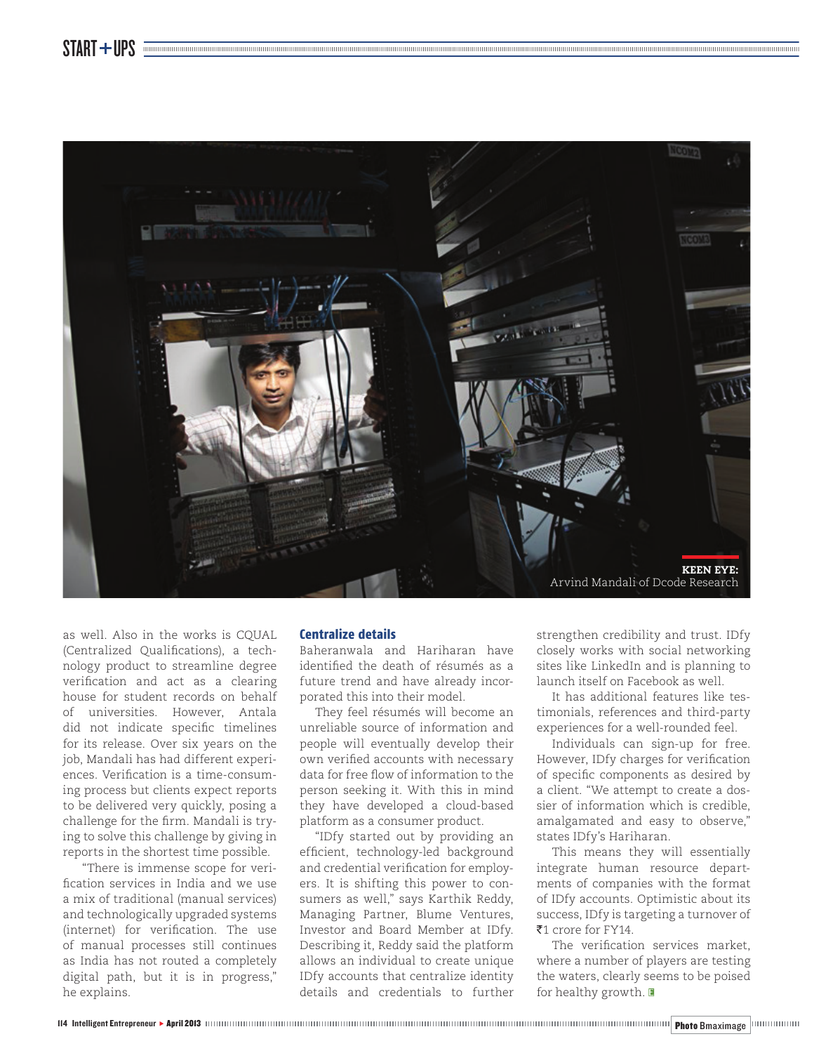**KEEN EYE:**
Arvind Mandali of Dcode Research

as well. Also in the works is CQUAL (Centralized Qualifications), a technology product to streamline degree verification and act as a clearing house for student records on behalf of universities. However, Antala did not indicate specific timelines for its release. Over six years on the job, Mandali has had different experiences. Verification is a time-consuming process but clients expect reports to be delivered very quickly, posing a challenge for the firm. Mandali is trying to solve this challenge by giving in reports in the shortest time possible.

"There is immense scope for verification services in India and we use a mix of traditional (manual services) and technologically upgraded systems (internet) for verification. The use of manual processes still continues as India has not routed a completely digital path, but it is in progress," he explains.

## Centralize details

Baheranwala and Hariharan have identified the death of résumés as a future trend and have already incorporated this into their model.

They feel résumés will become an unreliable source of information and people will eventually develop their own verified accounts with necessary data for free flow of information to the person seeking it. With this in mind they have developed a cloud-based platform as a consumer product.

"IDfy started out by providing an efficient, technology-led background and credential verification for employers. It is shifting this power to consumers as well," says Karthik Reddy, Managing Partner, Blume Ventures, Investor and Board Member at IDfy. Describing it, Reddy said the platform allows an individual to create unique IDfy accounts that centralize identity details and credentials to further strengthen credibility and trust. IDfy closely works with social networking sites like LinkedIn and is planning to launch itself on Facebook as well.

It has additional features like testimonials, references and third-party experiences for a well-rounded feel.

Individuals can sign-up for free. However, IDfy charges for verification of specific components as desired by a client. "We attempt to create a dossier of information which is credible, amalgamated and easy to observe," states IDfy's Hariharan.

This means they will essentially integrate human resource departments of companies with the format of IDfy accounts. Optimistic about its success, IDfy is targeting a turnover of ₹1 crore for FY14.

The verification services market, where a number of players are testing the waters, clearly seems to be poised for healthy growth.

Photo Bmaximage